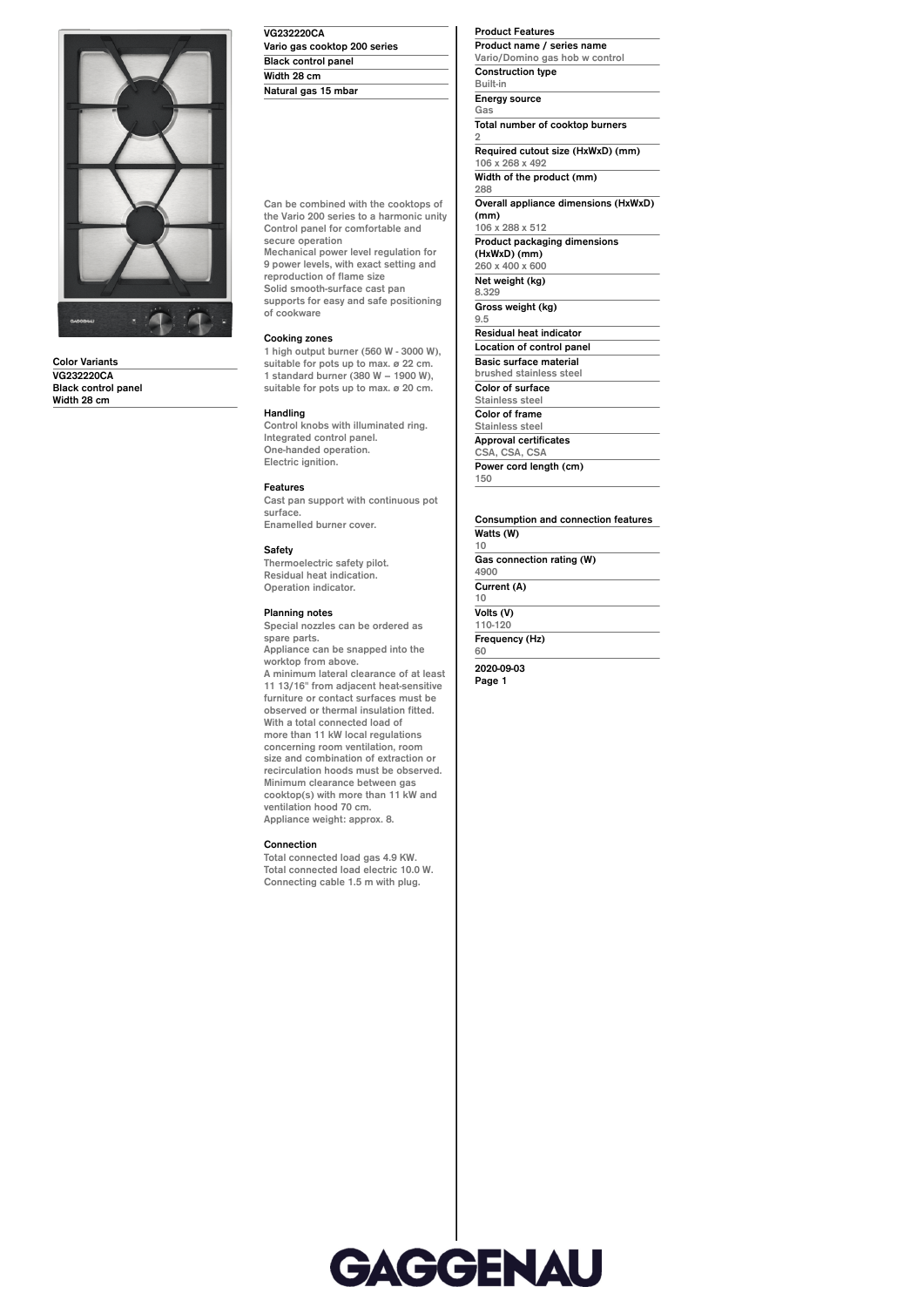**VG232220CA**
**Vario gas cooktop 200 series**
**Black control panel**
**Width 28 cm**
**Natural gas 15 mbar**

**Color Variants**

| VG232220CA |
|---|
| Black control panel |
| Width 28 cm |

Can be combined with the cooktops of the Vario 200 series to a harmonic unity
Control panel for comfortable and secure operation
Mechanical power level regulation for 9 power levels, with exact setting and reproduction of flame size
Solid smooth-surface cast pan supports for easy and safe positioning of cookware

### Cooking zones

1 high output burner (560 W - 3000 W), suitable for pots up to max. ø 22 cm.
1 standard burner (380 W – 1900 W), suitable for pots up to max. ø 20 cm.

### Handling

Control knobs with illuminated ring.
Integrated control panel.
One-handed operation.
Electric ignition.

### Features

Cast pan support with continuous pot surface.
Enamelled burner cover.

### Safety

Thermoelectric safety pilot.
Residual heat indication.
Operation indicator.

### Planning notes

Special nozzles can be ordered as spare parts.
Appliance can be snapped into the worktop from above.
A minimum lateral clearance of at least 11 13/16" from adjacent heat-sensitive furniture or contact surfaces must be observed or thermal insulation fitted.
With a total connected load of more than 11 kW local regulations concerning room ventilation, room size and combination of extraction or recirculation hoods must be observed.
Minimum clearance between gas cooktop(s) with more than 11 kW and ventilation hood 70 cm.
Appliance weight: approx. 8.

### Connection

Total connected load gas 4.9 KW.
Total connected load electric 10.0 W.
Connecting cable 1.5 m with plug.

### Product Features

| Feature | Value |
|---|---|
| Product name / series name | Vario/Domino gas hob w control |
| Construction type | Built-in |
| Energy source | Gas |
| Total number of cooktop burners | 2 |
| Required cutout size (HxWxD) (mm) | 106 x 268 x 492 |
| Width of the product (mm) | 288 |
| Overall appliance dimensions (HxWxD) (mm) | 106 x 288 x 512 |
| Product packaging dimensions (HxWxD) (mm) | 260 x 400 x 600 |
| Net weight (kg) | 8.329 |
| Gross weight (kg) | 9.5 |
| Residual heat indicator | |
| Location of control panel | |
| Basic surface material | brushed stainless steel |
| Color of surface | Stainless steel |
| Color of frame | Stainless steel |
| Approval certificates | CSA, CSA, CSA |
| Power cord length (cm) | 150 |

### Consumption and connection features

| Feature | Value |
|---|---|
| Watts (W) | 10 |
| Gas connection rating (W) | 4900 |
| Current (A) | 10 |
| Volts (V) | 110-120 |
| Frequency (Hz) | 60 |

2020-09-03

GAGGENAU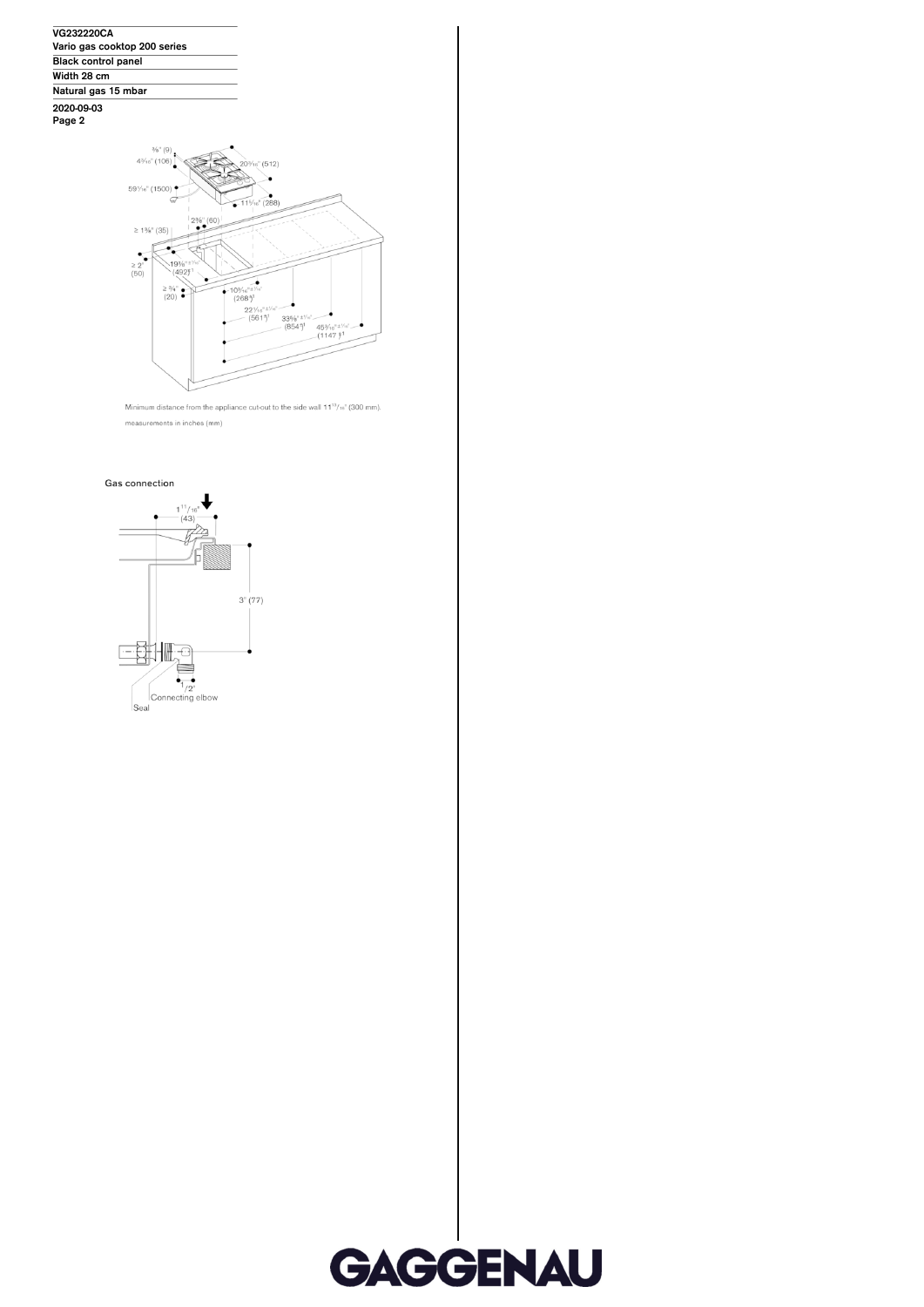VG232220CA
Vario gas cooktop 200 series
Black control panel
Width 28 cm
Natural gas 15 mbar

2020-09-03

⅜" (9)
4³⁄₁₆" (106)
20³⁄₁₆" (512)
59¹⁄₁₆" (1500)
11⁵⁄₁₆" (288)
2⅜" (60)
≥ 1⅜" (35)
≥ 2" (50)
19⅜" (492)
≥ ¾" (20)
10⁹⁄₁₆" (268)
22¹⁄₁₆" (561)
33⅝" (854)
45³⁄₁₆" (1147)

Minimum distance from the appliance cut-out to the side wall 11¹³⁄₁₆" (300 mm).

measurements in inches (mm)

Gas connection

1¹¹⁄₁₆" (43)
3" (77)
½"
Connecting elbow
Seal

GAGGENAU